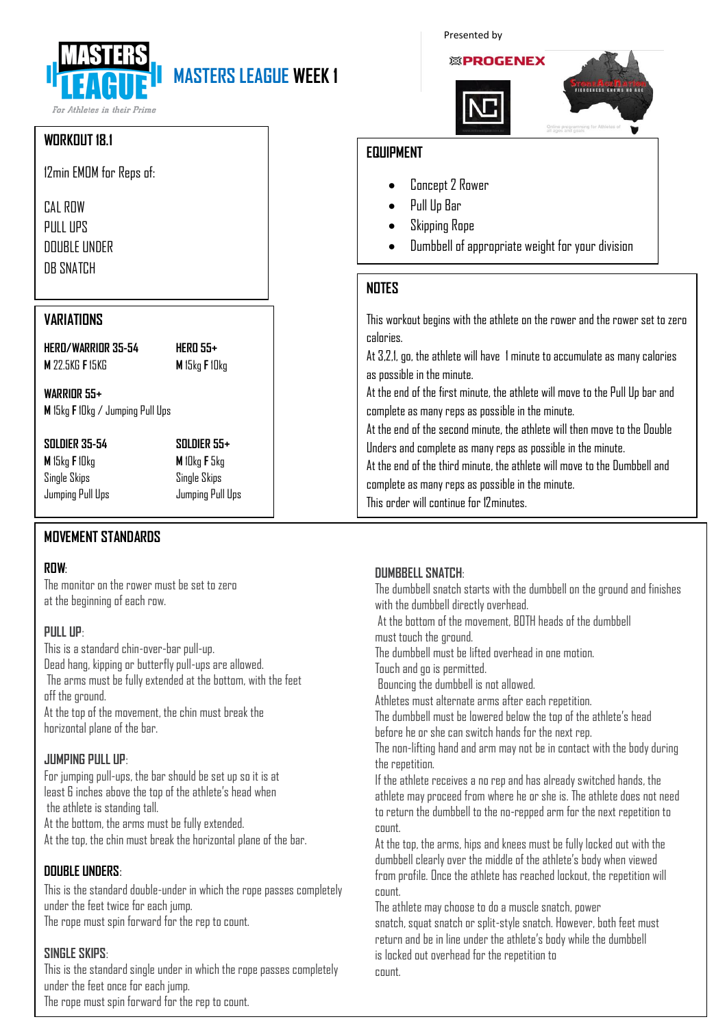# MASTERS LEAGUE WEEK 1

For Athletes in their Prime

Presented by

PROGENEX

## WORKOUT 18.1

12min EMOM for Reps of:

CAL ROW
PULL UPS
DOUBLE UNDER
DB SNATCH

## VARIATIONS

**HERO/WARRIOR 35-54**
**M** 22.5KG **F** 15KG

**HERO 55+**
**M** 15kg **F** 10kg

**WARRIOR 55+**
**M** 15kg **F** 10kg / Jumping Pull Ups

**SOLDIER 35-54**
**M** 15kg **F** 10kg
Single Skips
Jumping Pull Ups

**SOLDIER 55+**
**M** 10kg **F** 5kg
Single Skips
Jumping Pull Ups

## EQUIPMENT

- Concept 2 Rower
- Pull Up Bar
- Skipping Rope
- Dumbbell of appropriate weight for your division

## NOTES

This workout begins with the athlete on the rower and the rower set to zero calories.
At 3,2,1, go, the athlete will have 1 minute to accumulate as many calories as possible in the minute.
At the end of the first minute, the athlete will move to the Pull Up bar and complete as many reps as possible in the minute.
At the end of the second minute, the athlete will then move to the Double Unders and complete as many reps as possible in the minute.
At the end of the third minute, the athlete will move to the Dumbbell and complete as many reps as possible in the minute.
This order will continue for 12minutes.

## MOVEMENT STANDARDS

### ROW:
The monitor on the rower must be set to zero at the beginning of each row.

### PULL UP:
This is a standard chin-over-bar pull-up.
Dead hang, kipping or butterfly pull-ups are allowed.
The arms must be fully extended at the bottom, with the feet off the ground.
At the top of the movement, the chin must break the horizontal plane of the bar.

### JUMPING PULL UP:
For jumping pull-ups, the bar should be set up so it is at least 6 inches above the top of the athlete's head when the athlete is standing tall.
At the bottom, the arms must be fully extended.
At the top, the chin must break the horizontal plane of the bar.

### DOUBLE UNDERS:
This is the standard double-under in which the rope passes completely under the feet twice for each jump.
The rope must spin forward for the rep to count.

### SINGLE SKIPS:
This is the standard single under in which the rope passes completely under the feet once for each jump.
The rope must spin forward for the rep to count.

### DUMBBELL SNATCH:
The dumbbell snatch starts with the dumbbell on the ground and finishes with the dumbbell directly overhead.
At the bottom of the movement, BOTH heads of the dumbbell must touch the ground.
The dumbbell must be lifted overhead in one motion.
Touch and go is permitted.
Bouncing the dumbbell is not allowed.
Athletes must alternate arms after each repetition.
The dumbbell must be lowered below the top of the athlete's head before he or she can switch hands for the next rep.
The non-lifting hand and arm may not be in contact with the body during the repetition.
If the athlete receives a no rep and has already switched hands, the athlete may proceed from where he or she is. The athlete does not need to return the dumbbell to the no-repped arm for the next repetition to count.
At the top, the arms, hips and knees must be fully locked out with the dumbbell clearly over the middle of the athlete's body when viewed from profile. Once the athlete has reached lockout, the repetition will count.
The athlete may choose to do a muscle snatch, power snatch, squat snatch or split-style snatch. However, both feet must return and be in line under the athlete's body while the dumbbell is locked out overhead for the repetition to count.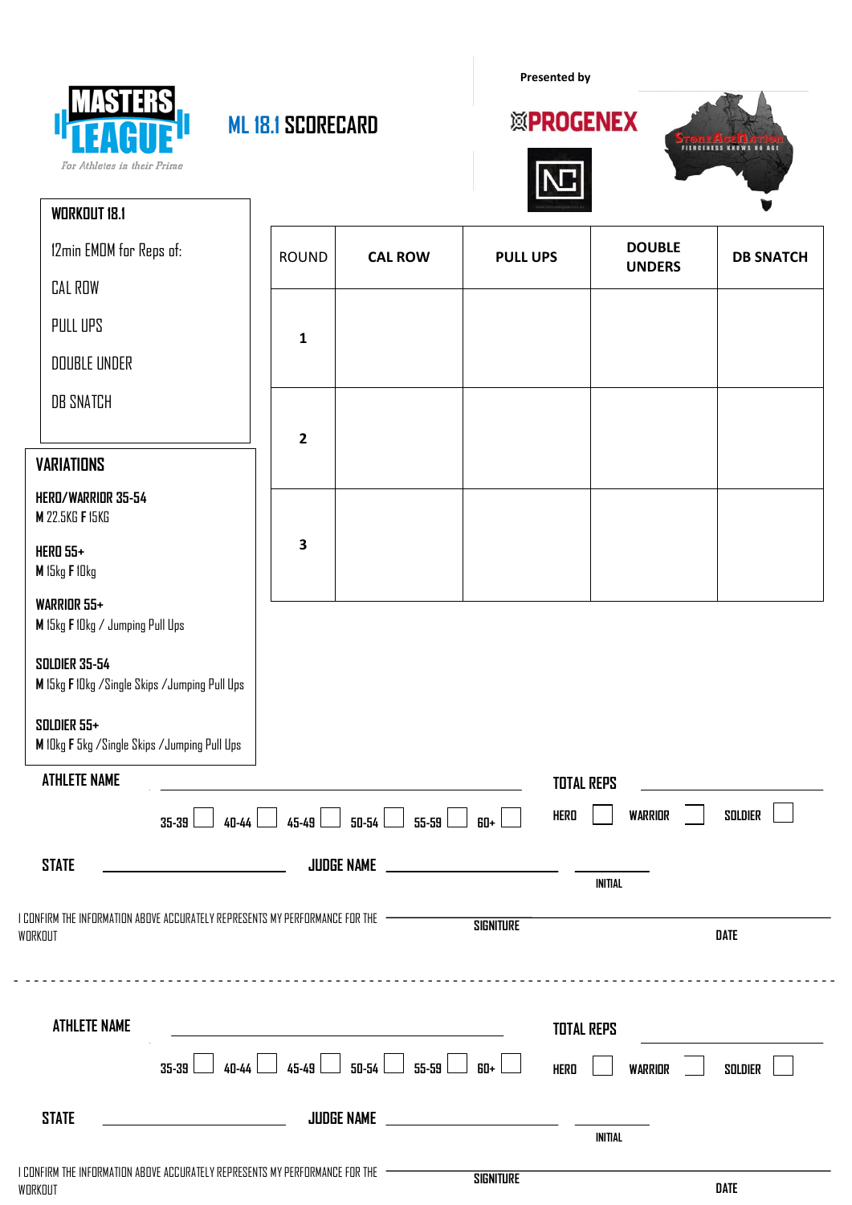**MASTERS LEAGUE**

*For Athletes in their Prime*

# ML 18.1 SCORECARD

Presented by

PROGENEX

STONE AGE NATION
FIERCENESS KNOWS NO AGE

## WORKOUT 18.1

12min EMOM for Reps of:

CAL ROW

PULL UPS

DOUBLE UNDER

DB SNATCH

| ROUND | CAL ROW | PULL UPS | DOUBLE UNDERS | DB SNATCH |
|---|---|---|---|---|
| **1** | | | | |
| **2** | | | | |
| **3** | | | | |

## VARIATIONS

**HERO/WARRIOR 35-54**
**M** 22.5KG **F** 15KG

**HERO 55+**
**M** 15kg **F** 10kg

**WARRIOR 55+**
**M** 15kg **F** 10kg / Jumping Pull Ups

**SOLDIER 35-54**
**M** 15kg **F** 10kg /Single Skips /Jumping Pull Ups

**SOLDIER 55+**
**M** 10kg **F** 5kg /Single Skips /Jumping Pull Ups

**ATHLETE NAME** ______________________ **TOTAL REPS** ______________

35-39 ☐ 40-44 ☐ 45-49 ☐ 50-54 ☐ 55-59 ☐ 60+ ☐ HERO ☐ WARRIOR ☐ SOLDIER ☐

**STATE** ______________ **JUDGE NAME** ______________ ________ INITIAL

I CONFIRM THE INFORMATION ABOVE ACCURATELY REPRESENTS MY PERFORMANCE FOR THE WORKOUT ______________ SIGNITURE ______________ DATE

---

**ATHLETE NAME** ______________________ **TOTAL REPS** ______________

35-39 ☐ 40-44 ☐ 45-49 ☐ 50-54 ☐ 55-59 ☐ 60+ ☐ HERO ☐ WARRIOR ☐ SOLDIER ☐

**STATE** ______________ **JUDGE NAME** ______________ ________ INITIAL

I CONFIRM THE INFORMATION ABOVE ACCURATELY REPRESENTS MY PERFORMANCE FOR THE WORKOUT ______________ SIGNITURE ______________ DATE